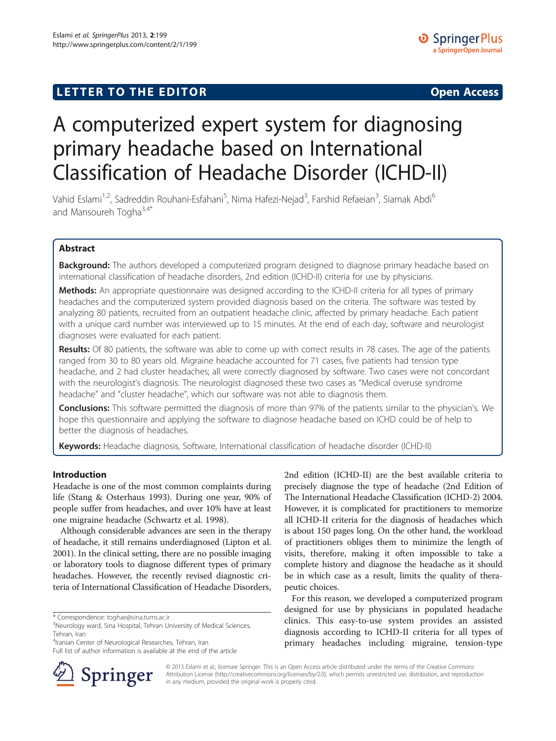LETTER TO THE EDITOR

Open Access

# A computerized expert system for diagnosing primary headache based on International Classification of Headache Disorder (ICHD-II)

Vahid Eslami[1,2], Sadreddin Rouhani-Esfahani[5], Nima Hafezi-Nejad[3], Farshid Refaeian[3], Siamak Abdi[6] and Mansoureh Togha[3,4*]

## Abstract

**Background:** The authors developed a computerized program designed to diagnose primary headache based on international classification of headache disorders, 2nd edition (ICHD-II) criteria for use by physicians.

**Methods:** An appropriate questionnaire was designed according to the ICHD-II criteria for all types of primary headaches and the computerized system provided diagnosis based on the criteria. The software was tested by analyzing 80 patients, recruited from an outpatient headache clinic, affected by primary headache. Each patient with a unique card number was interviewed up to 15 minutes. At the end of each day, software and neurologist diagnoses were evaluated for each patient.

**Results:** Of 80 patients, the software was able to come up with correct results in 78 cases. The age of the patients ranged from 30 to 80 years old. Migraine headache accounted for 71 cases, five patients had tension type headache, and 2 had cluster headaches; all were correctly diagnosed by software. Two cases were not concordant with the neurologist's diagnosis. The neurologist diagnosed these two cases as "Medical overuse syndrome headache" and "cluster headache", which our software was not able to diagnosis them.

**Conclusions:** This software permitted the diagnosis of more than 97% of the patients similar to the physician's. We hope this questionnaire and applying the software to diagnose headache based on ICHD could be of help to better the diagnosis of headaches.

**Keywords:** Headache diagnosis, Software, International classification of headache disorder (ICHD-II)

## Introduction

Headache is one of the most common complaints during life (Stang & Osterhaus 1993). During one year, 90% of people suffer from headaches, and over 10% have at least one migraine headache (Schwartz et al. 1998).

Although considerable advances are seen in the therapy of headache, it still remains underdiagnosed (Lipton et al. 2001). In the clinical setting, there are no possible imaging or laboratory tools to diagnose different types of primary headaches. However, the recently revised diagnostic criteria of International Classification of Headache Disorders, 2nd edition (ICHD-II) are the best available criteria to precisely diagnose the type of headache (2nd Edition of The International Headache Classification (ICHD-2) 2004. However, it is complicated for practitioners to memorize all ICHD-II criteria for the diagnosis of headaches which is about 150 pages long. On the other hand, the workload of practitioners obliges them to minimize the length of visits, therefore, making it often impossible to take a complete history and diagnose the headache as it should be in which case as a result, limits the quality of therapeutic choices.

For this reason, we developed a computerized program designed for use by physicians in populated headache clinics. This easy-to-use system provides an assisted diagnosis according to ICHD-II criteria for all types of primary headaches including migraine, tension-type

\* Correspondence: toghae@sina.tums.ac.ir
[3]Neurology ward, Sina Hospital, Tehran University of Medical Sciences, Tehran, Iran
[4]Iranian Center of Neurological Researches, Tehran, Iran
Full list of author information is available at the end of the article

© 2013 Eslami et al.; licensee Springer. This is an Open Access article distributed under the terms of the Creative Commons Attribution License (http://creativecommons.org/licenses/by/2.0), which permits unrestricted use, distribution, and reproduction in any medium, provided the original work is properly cited.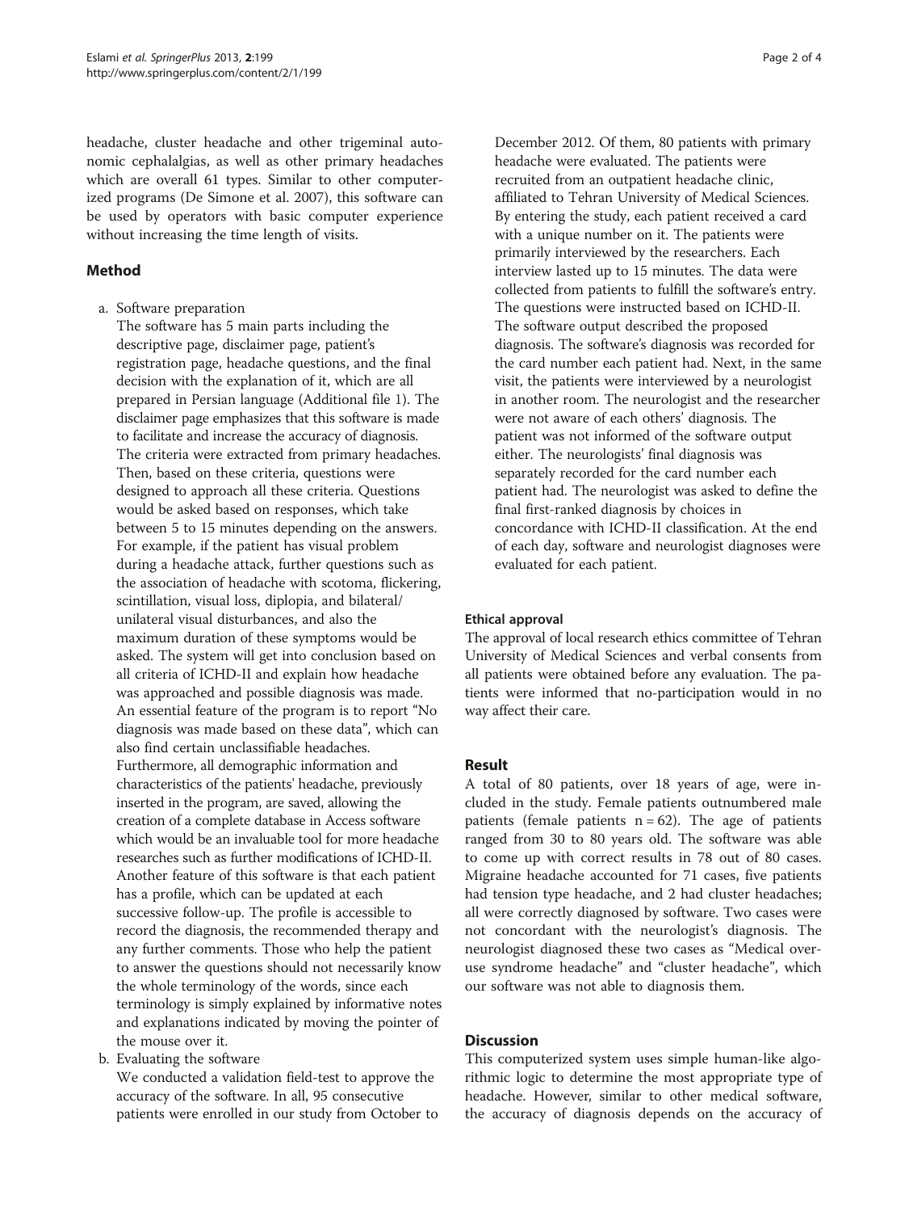headache, cluster headache and other trigeminal autonomic cephalalgias, as well as other primary headaches which are overall 61 types. Similar to other computerized programs (De Simone et al. 2007), this software can be used by operators with basic computer experience without increasing the time length of visits.

## Method

a. Software preparation

   The software has 5 main parts including the descriptive page, disclaimer page, patient's registration page, headache questions, and the final decision with the explanation of it, which are all prepared in Persian language (Additional file 1). The disclaimer page emphasizes that this software is made to facilitate and increase the accuracy of diagnosis. The criteria were extracted from primary headaches. Then, based on these criteria, questions were designed to approach all these criteria. Questions would be asked based on responses, which take between 5 to 15 minutes depending on the answers. For example, if the patient has visual problem during a headache attack, further questions such as the association of headache with scotoma, flickering, scintillation, visual loss, diplopia, and bilateral/unilateral visual disturbances, and also the maximum duration of these symptoms would be asked. The system will get into conclusion based on all criteria of ICHD-II and explain how headache was approached and possible diagnosis was made. An essential feature of the program is to report "No diagnosis was made based on these data", which can also find certain unclassifiable headaches. Furthermore, all demographic information and characteristics of the patients' headache, previously inserted in the program, are saved, allowing the creation of a complete database in Access software which would be an invaluable tool for more headache researches such as further modifications of ICHD-II. Another feature of this software is that each patient has a profile, which can be updated at each successive follow-up. The profile is accessible to record the diagnosis, the recommended therapy and any further comments. Those who help the patient to answer the questions should not necessarily know the whole terminology of the words, since each terminology is simply explained by informative notes and explanations indicated by moving the pointer of the mouse over it.

b. Evaluating the software

   We conducted a validation field-test to approve the accuracy of the software. In all, 95 consecutive patients were enrolled in our study from October to December 2012. Of them, 80 patients with primary headache were evaluated. The patients were recruited from an outpatient headache clinic, affiliated to Tehran University of Medical Sciences. By entering the study, each patient received a card with a unique number on it. The patients were primarily interviewed by the researchers. Each interview lasted up to 15 minutes. The data were collected from patients to fulfill the software's entry. The questions were instructed based on ICHD-II. The software output described the proposed diagnosis. The software's diagnosis was recorded for the card number each patient had. Next, in the same visit, the patients were interviewed by a neurologist in another room. The neurologist and the researcher were not aware of each others' diagnosis. The patient was not informed of the software output either. The neurologists' final diagnosis was separately recorded for the card number each patient had. The neurologist was asked to define the final first-ranked diagnosis by choices in concordance with ICHD-II classification. At the end of each day, software and neurologist diagnoses were evaluated for each patient.

#### Ethical approval

The approval of local research ethics committee of Tehran University of Medical Sciences and verbal consents from all patients were obtained before any evaluation. The patients were informed that no-participation would in no way affect their care.

## Result

A total of 80 patients, over 18 years of age, were included in the study. Female patients outnumbered male patients (female patients n = 62). The age of patients ranged from 30 to 80 years old. The software was able to come up with correct results in 78 out of 80 cases. Migraine headache accounted for 71 cases, five patients had tension type headache, and 2 had cluster headaches; all were correctly diagnosed by software. Two cases were not concordant with the neurologist's diagnosis. The neurologist diagnosed these two cases as "Medical overuse syndrome headache" and "cluster headache", which our software was not able to diagnosis them.

## Discussion

This computerized system uses simple human-like algorithmic logic to determine the most appropriate type of headache. However, similar to other medical software, the accuracy of diagnosis depends on the accuracy of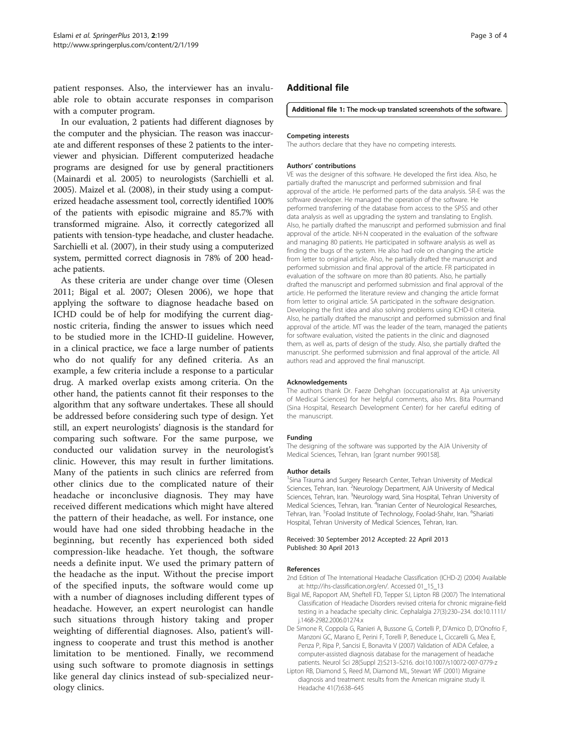patient responses. Also, the interviewer has an invaluable role to obtain accurate responses in comparison with a computer program.

In our evaluation, 2 patients had different diagnoses by the computer and the physician. The reason was inaccurate and different responses of these 2 patients to the interviewer and physician. Different computerized headache programs are designed for use by general practitioners (Mainardi et al. 2005) to neurologists (Sarchielli et al. 2005). Maizel et al. (2008), in their study using a computerized headache assessment tool, correctly identified 100% of the patients with episodic migraine and 85.7% with transformed migraine. Also, it correctly categorized all patients with tension-type headache, and cluster headache. Sarchielli et al. (2007), in their study using a computerized system, permitted correct diagnosis in 78% of 200 headache patients.

As these criteria are under change over time (Olesen 2011; Bigal et al. 2007; Olesen 2006), we hope that applying the software to diagnose headache based on ICHD could be of help for modifying the current diagnostic criteria, finding the answer to issues which need to be studied more in the ICHD-II guideline. However, in a clinical practice, we face a large number of patients who do not qualify for any defined criteria. As an example, a few criteria include a response to a particular drug. A marked overlap exists among criteria. On the other hand, the patients cannot fit their responses to the algorithm that any software undertakes. These all should be addressed before considering such type of design. Yet still, an expert neurologists' diagnosis is the standard for comparing such software. For the same purpose, we conducted our validation survey in the neurologist's clinic. However, this may result in further limitations. Many of the patients in such clinics are referred from other clinics due to the complicated nature of their headache or inconclusive diagnosis. They may have received different medications which might have altered the pattern of their headache, as well. For instance, one would have had one sided throbbing headache in the beginning, but recently has experienced both sided compression-like headache. Yet though, the software needs a definite input. We used the primary pattern of the headache as the input. Without the precise import of the specified inputs, the software would come up with a number of diagnoses including different types of headache. However, an expert neurologist can handle such situations through history taking and proper weighting of differential diagnoses. Also, patient's willingness to cooperate and trust this method is another limitation to be mentioned. Finally, we recommend using such software to promote diagnosis in settings like general day clinics instead of sub-specialized neurology clinics.

## Additional file

**Additional file 1: The mock-up translated screenshots of the software.**

#### Competing interests

The authors declare that they have no competing interests.

#### Authors' contributions

VE was the designer of this software. He developed the first idea. Also, he partially drafted the manuscript and performed submission and final approval of the article. He performed parts of the data analysis. SR-E was the software developer. He managed the operation of the software. He performed transferring of the database from access to the SPSS and other data analysis as well as upgrading the system and translating to English. Also, he partially drafted the manuscript and performed submission and final approval of the article. NH-N cooperated in the evaluation of the software and managing 80 patients. He participated in software analysis as well as finding the bugs of the system. He also had role on changing the article from letter to original article. Also, he partially drafted the manuscript and performed submission and final approval of the article. FR participated in evaluation of the software on more than 80 patients. Also, he partially drafted the manuscript and performed submission and final approval of the article. He performed the literature review and changing the article format from letter to original article. SA participated in the software designation. Developing the first idea and also solving problems using ICHD-II criteria. Also, he partially drafted the manuscript and performed submission and final approval of the article. MT was the leader of the team, managed the patients for software evaluation, visited the patients in the clinic and diagnosed them, as well as, parts of design of the study. Also, she partially drafted the manuscript. She performed submission and final approval of the article. All authors read and approved the final manuscript.

#### Acknowledgements

The authors thank Dr. Faeze Dehghan (occupationalist at Aja university of Medical Sciences) for her helpful comments, also Mrs. Bita Pourmand (Sina Hospital, Research Development Center) for her careful editing of the manuscript.

#### Funding

The designing of the software was supported by the AJA University of Medical Sciences, Tehran, Iran [grant number 990158].

#### Author details

[1]Sina Trauma and Surgery Research Center, Tehran University of Medical Sciences, Tehran, Iran. [2]Neurology Department, AJA University of Medical Sciences, Tehran, Iran. [3]Neurology ward, Sina Hospital, Tehran University of Medical Sciences, Tehran, Iran. [4]Iranian Center of Neurological Researches, Tehran, Iran. [5]Foolad Institute of Technology, Foolad-Shahr, Iran. [6]Shariati Hospital, Tehran University of Medical Sciences, Tehran, Iran.

Received: 30 September 2012 Accepted: 22 April 2013
Published: 30 April 2013

#### References

2nd Edition of The International Headache Classification (ICHD-2) (2004) Available at: http://ihs-classification.org/en/. Accessed 01_15_13

Bigal ME, Rapoport AM, Sheftell FD, Tepper SJ, Lipton RB (2007) The International Classification of Headache Disorders revised criteria for chronic migraine-field testing in a headache specialty clinic. Cephalalgia 27(3):230–234. doi:10.1111/j.1468-2982.2006.01274.x

De Simone R, Coppola G, Ranieri A, Bussone G, Cortelli P, D'Amico D, D'Onofrio F, Manzoni GC, Marano E, Perini F, Torelli P, Beneduce L, Ciccarelli G, Mea E, Penza P, Ripa P, Sancisi E, Bonavita V (2007) Validation of AIDA Cefalee, a computer-assisted diagnosis database for the management of headache patients. Neurol Sci 28(Suppl 2):S213–S216. doi:10.1007/s10072-007-0779-z

Lipton RB, Diamond S, Reed M, Diamond ML, Stewart WF (2001) Migraine diagnosis and treatment: results from the American migraine study II. Headache 41(7):638–645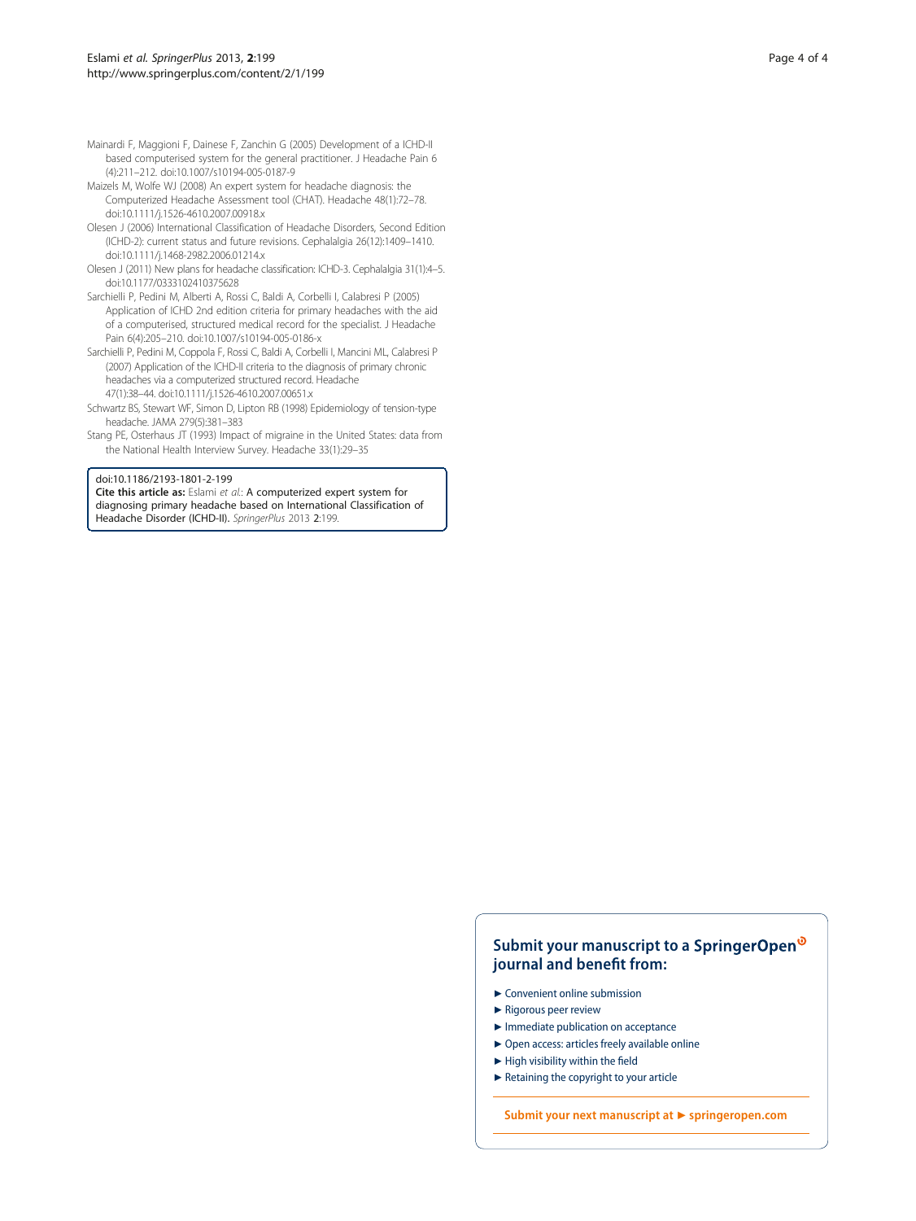Mainardi F, Maggioni F, Dainese F, Zanchin G (2005) Development of a ICHD-II based computerised system for the general practitioner. J Headache Pain 6 (4):211–212. doi:10.1007/s10194-005-0187-9

Maizels M, Wolfe WJ (2008) An expert system for headache diagnosis: the Computerized Headache Assessment tool (CHAT). Headache 48(1):72–78. doi:10.1111/j.1526-4610.2007.00918.x

Olesen J (2006) International Classification of Headache Disorders, Second Edition (ICHD-2): current status and future revisions. Cephalalgia 26(12):1409–1410. doi:10.1111/j.1468-2982.2006.01214.x

Olesen J (2011) New plans for headache classification: ICHD-3. Cephalalgia 31(1):4–5. doi:10.1177/0333102410375628

Sarchielli P, Pedini M, Alberti A, Rossi C, Baldi A, Corbelli I, Calabresi P (2005) Application of ICHD 2nd edition criteria for primary headaches with the aid of a computerised, structured medical record for the specialist. J Headache Pain 6(4):205–210. doi:10.1007/s10194-005-0186-x

Sarchielli P, Pedini M, Coppola F, Rossi C, Baldi A, Corbelli I, Mancini ML, Calabresi P (2007) Application of the ICHD-II criteria to the diagnosis of primary chronic headaches via a computerized structured record. Headache 47(1):38–44. doi:10.1111/j.1526-4610.2007.00651.x

Schwartz BS, Stewart WF, Simon D, Lipton RB (1998) Epidemiology of tension-type headache. JAMA 279(5):381–383

Stang PE, Osterhaus JT (1993) Impact of migraine in the United States: data from the National Health Interview Survey. Headache 33(1):29–35

doi:10.1186/2193-1801-2-199

**Cite this article as:** Eslami *et al.*: A computerized expert system for diagnosing primary headache based on International Classification of Headache Disorder (ICHD-II). *SpringerPlus* 2013 **2**:199.

**Submit your manuscript to a SpringerOpen journal and benefit from:**

- ► Convenient online submission
- ► Rigorous peer review
- ► Immediate publication on acceptance
- ► Open access: articles freely available online
- ► High visibility within the field
- ► Retaining the copyright to your article

**Submit your next manuscript at ► springeropen.com**